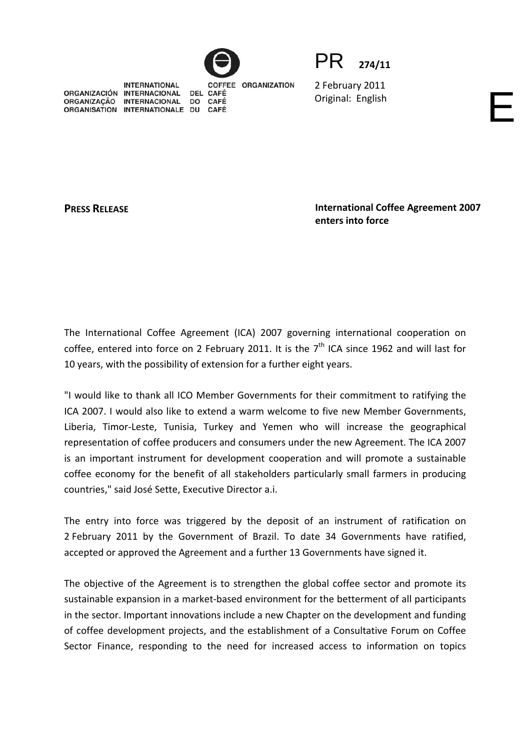INTERNATIONAL COFFEE ORGANIZATION
ORGANIZACIÓN INTERNACIONAL DEL CAFÉ
ORGANIZAÇÃO INTERNACIONAL DO CAFÉ
ORGANISATION INTERNATIONALE DU CAFÉ

PR 274/11

2 February 2011
Original: English

E

**PRESS RELEASE**

**International Coffee Agreement 2007 enters into force**

The International Coffee Agreement (ICA) 2007 governing international cooperation on coffee, entered into force on 2 February 2011. It is the 7th ICA since 1962 and will last for 10 years, with the possibility of extension for a further eight years.

"I would like to thank all ICO Member Governments for their commitment to ratifying the ICA 2007. I would also like to extend a warm welcome to five new Member Governments, Liberia, Timor-Leste, Tunisia, Turkey and Yemen who will increase the geographical representation of coffee producers and consumers under the new Agreement. The ICA 2007 is an important instrument for development cooperation and will promote a sustainable coffee economy for the benefit of all stakeholders particularly small farmers in producing countries," said José Sette, Executive Director a.i.

The entry into force was triggered by the deposit of an instrument of ratification on 2 February 2011 by the Government of Brazil. To date 34 Governments have ratified, accepted or approved the Agreement and a further 13 Governments have signed it.

The objective of the Agreement is to strengthen the global coffee sector and promote its sustainable expansion in a market-based environment for the betterment of all participants in the sector. Important innovations include a new Chapter on the development and funding of coffee development projects, and the establishment of a Consultative Forum on Coffee Sector Finance, responding to the need for increased access to information on topics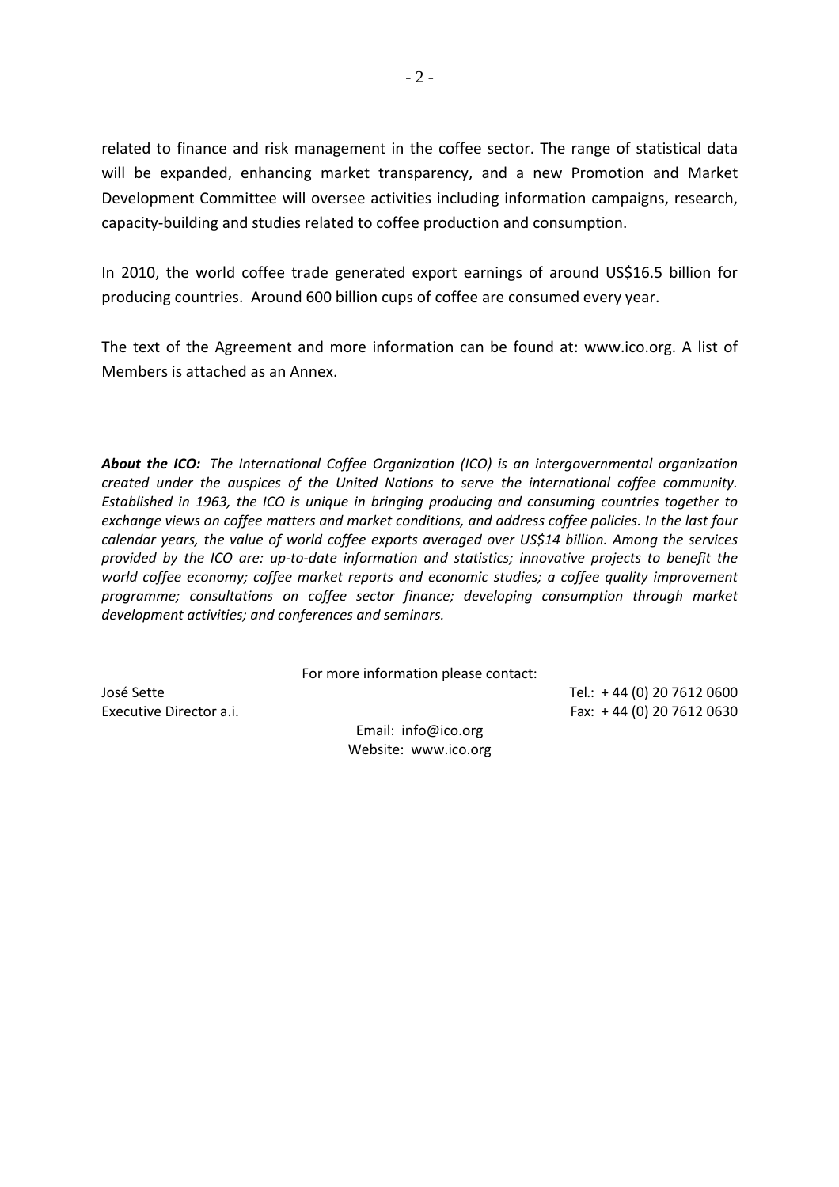related to finance and risk management in the coffee sector. The range of statistical data will be expanded, enhancing market transparency, and a new Promotion and Market Development Committee will oversee activities including information campaigns, research, capacity-building and studies related to coffee production and consumption.

In 2010, the world coffee trade generated export earnings of around US$16.5 billion for producing countries. Around 600 billion cups of coffee are consumed every year.

The text of the Agreement and more information can be found at: www.ico.org. A list of Members is attached as an Annex.

***About the ICO:*** *The International Coffee Organization (ICO) is an intergovernmental organization created under the auspices of the United Nations to serve the international coffee community. Established in 1963, the ICO is unique in bringing producing and consuming countries together to exchange views on coffee matters and market conditions, and address coffee policies. In the last four calendar years, the value of world coffee exports averaged over US$14 billion. Among the services provided by the ICO are: up-to-date information and statistics; innovative projects to benefit the world coffee economy; coffee market reports and economic studies; a coffee quality improvement programme; consultations on coffee sector finance; developing consumption through market development activities; and conferences and seminars.*

For more information please contact:

José Sette
Executive Director a.i.

Tel.: + 44 (0) 20 7612 0600
Fax: + 44 (0) 20 7612 0630

Email: info@ico.org
Website: www.ico.org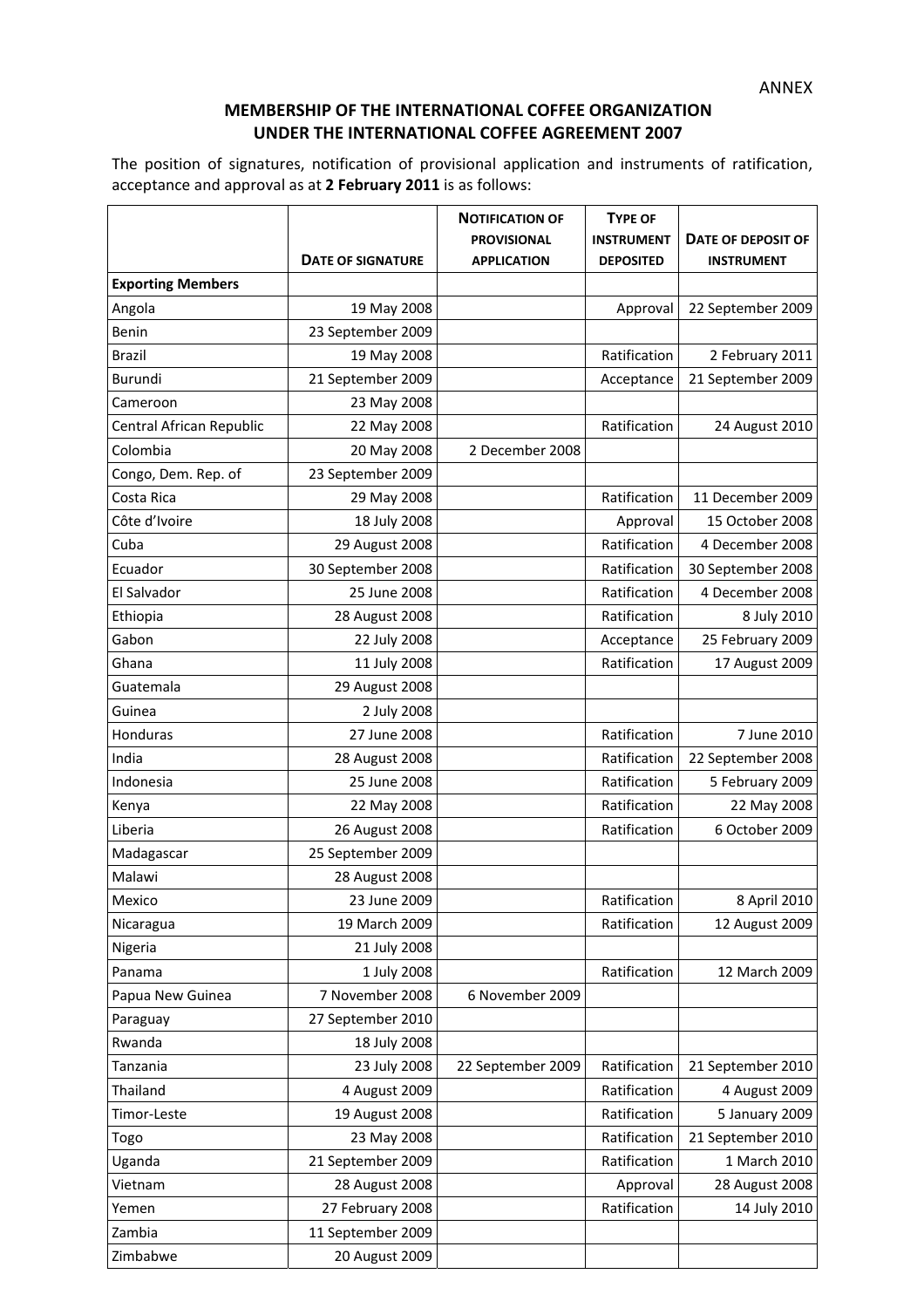ANNEX

**MEMBERSHIP OF THE INTERNATIONAL COFFEE ORGANIZATION UNDER THE INTERNATIONAL COFFEE AGREEMENT 2007**

The position of signatures, notification of provisional application and instruments of ratification, acceptance and approval as at **2 February 2011** is as follows:

| | DATE OF SIGNATURE | NOTIFICATION OF PROVISIONAL APPLICATION | TYPE OF INSTRUMENT DEPOSITED | DATE OF DEPOSIT OF INSTRUMENT |
|---|---|---|---|---|
| **Exporting Members** | | | | |
| Angola | 19 May 2008 | | Approval | 22 September 2009 |
| Benin | 23 September 2009 | | | |
| Brazil | 19 May 2008 | | Ratification | 2 February 2011 |
| Burundi | 21 September 2009 | | Acceptance | 21 September 2009 |
| Cameroon | 23 May 2008 | | | |
| Central African Republic | 22 May 2008 | | Ratification | 24 August 2010 |
| Colombia | 20 May 2008 | 2 December 2008 | | |
| Congo, Dem. Rep. of | 23 September 2009 | | | |
| Costa Rica | 29 May 2008 | | Ratification | 11 December 2009 |
| Côte d'Ivoire | 18 July 2008 | | Approval | 15 October 2008 |
| Cuba | 29 August 2008 | | Ratification | 4 December 2008 |
| Ecuador | 30 September 2008 | | Ratification | 30 September 2008 |
| El Salvador | 25 June 2008 | | Ratification | 4 December 2008 |
| Ethiopia | 28 August 2008 | | Ratification | 8 July 2010 |
| Gabon | 22 July 2008 | | Acceptance | 25 February 2009 |
| Ghana | 11 July 2008 | | Ratification | 17 August 2009 |
| Guatemala | 29 August 2008 | | | |
| Guinea | 2 July 2008 | | | |
| Honduras | 27 June 2008 | | Ratification | 7 June 2010 |
| India | 28 August 2008 | | Ratification | 22 September 2008 |
| Indonesia | 25 June 2008 | | Ratification | 5 February 2009 |
| Kenya | 22 May 2008 | | Ratification | 22 May 2008 |
| Liberia | 26 August 2008 | | Ratification | 6 October 2009 |
| Madagascar | 25 September 2009 | | | |
| Malawi | 28 August 2008 | | | |
| Mexico | 23 June 2009 | | Ratification | 8 April 2010 |
| Nicaragua | 19 March 2009 | | Ratification | 12 August 2009 |
| Nigeria | 21 July 2008 | | | |
| Panama | 1 July 2008 | | Ratification | 12 March 2009 |
| Papua New Guinea | 7 November 2008 | 6 November 2009 | | |
| Paraguay | 27 September 2010 | | | |
| Rwanda | 18 July 2008 | | | |
| Tanzania | 23 July 2008 | 22 September 2009 | Ratification | 21 September 2010 |
| Thailand | 4 August 2009 | | Ratification | 4 August 2009 |
| Timor-Leste | 19 August 2008 | | Ratification | 5 January 2009 |
| Togo | 23 May 2008 | | Ratification | 21 September 2010 |
| Uganda | 21 September 2009 | | Ratification | 1 March 2010 |
| Vietnam | 28 August 2008 | | Approval | 28 August 2008 |
| Yemen | 27 February 2008 | | Ratification | 14 July 2010 |
| Zambia | 11 September 2009 | | | |
| Zimbabwe | 20 August 2009 | | | |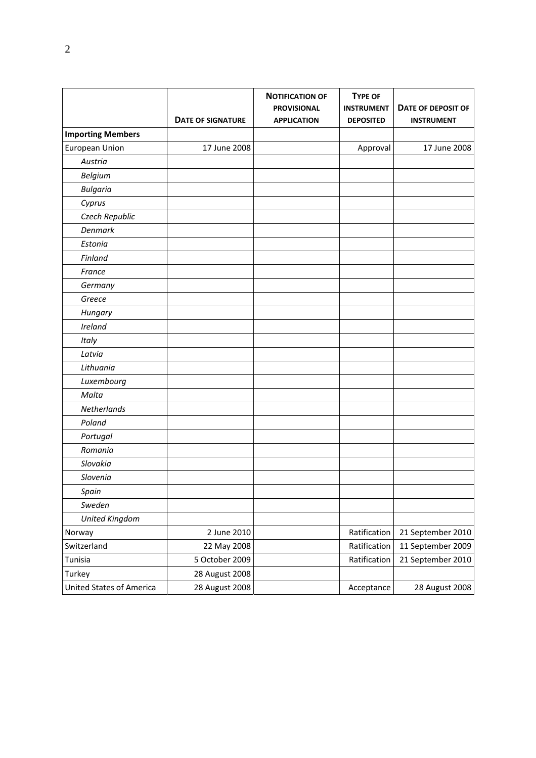| | Date of signature | Notification of provisional application | Type of instrument deposited | Date of deposit of instrument |
|---|---|---|---|---|
| **Importing Members** | | | | |
| European Union | 17 June 2008 | | Approval | 17 June 2008 |
| *Austria* | | | | |
| *Belgium* | | | | |
| *Bulgaria* | | | | |
| *Cyprus* | | | | |
| *Czech Republic* | | | | |
| *Denmark* | | | | |
| *Estonia* | | | | |
| *Finland* | | | | |
| *France* | | | | |
| *Germany* | | | | |
| *Greece* | | | | |
| *Hungary* | | | | |
| *Ireland* | | | | |
| *Italy* | | | | |
| *Latvia* | | | | |
| *Lithuania* | | | | |
| *Luxembourg* | | | | |
| *Malta* | | | | |
| *Netherlands* | | | | |
| *Poland* | | | | |
| *Portugal* | | | | |
| *Romania* | | | | |
| *Slovakia* | | | | |
| *Slovenia* | | | | |
| *Spain* | | | | |
| *Sweden* | | | | |
| *United Kingdom* | | | | |
| Norway | 2 June 2010 | | Ratification | 21 September 2010 |
| Switzerland | 22 May 2008 | | Ratification | 11 September 2009 |
| Tunisia | 5 October 2009 | | Ratification | 21 September 2010 |
| Turkey | 28 August 2008 | | | |
| United States of America | 28 August 2008 | | Acceptance | 28 August 2008 |